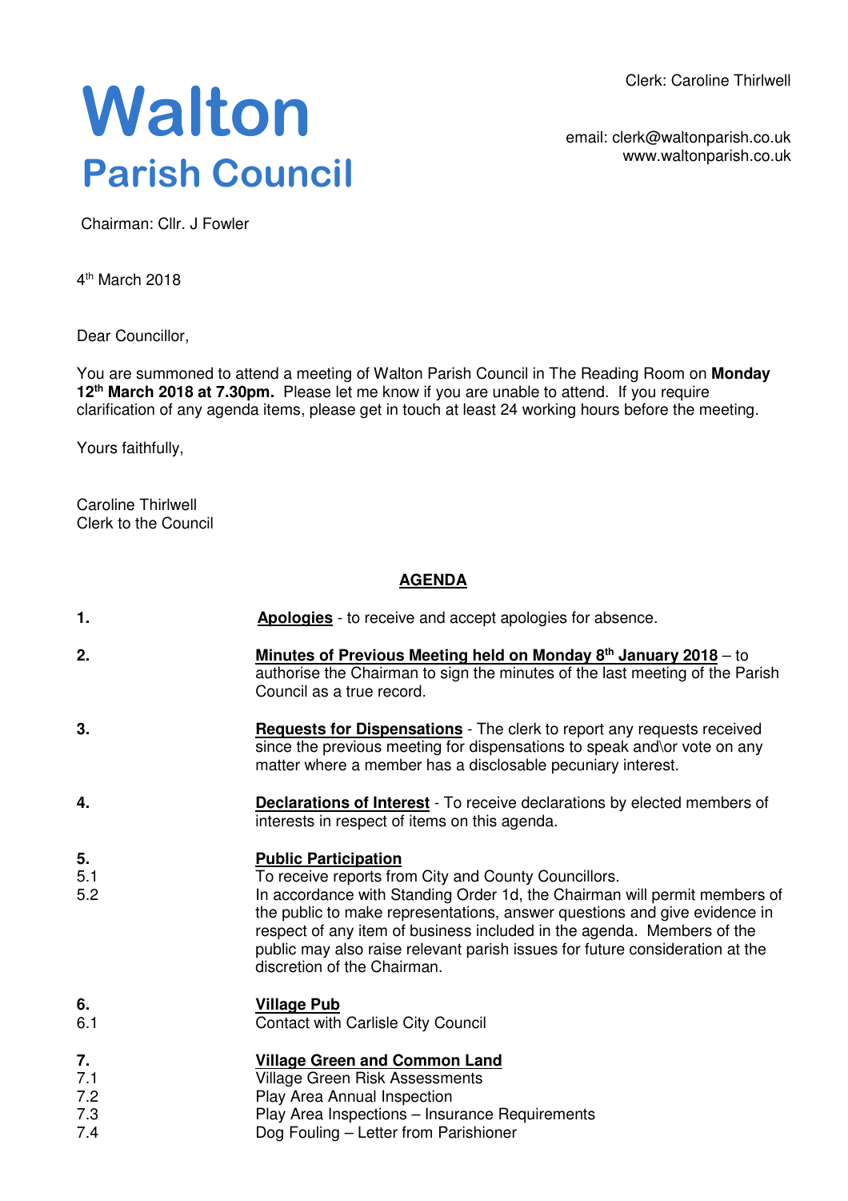# Walton
## Parish Council

Clerk: Caroline Thirlwell

email: clerk@waltonparish.co.uk
www.waltonparish.co.uk

Chairman: Cllr. J Fowler

4th March 2018

Dear Councillor,

You are summoned to attend a meeting of Walton Parish Council in The Reading Room on **Monday 12th March 2018 at 7.30pm.** Please let me know if you are unable to attend. If you require clarification of any agenda items, please get in touch at least 24 working hours before the meeting.

Yours faithfully,

Caroline Thirlwell
Clerk to the Council

**AGENDA**

**1.** **Apologies** - to receive and accept apologies for absence.

**2.** **Minutes of Previous Meeting held on Monday 8th January 2018** – to authorise the Chairman to sign the minutes of the last meeting of the Parish Council as a true record.

**3.** **Requests for Dispensations** - The clerk to report any requests received since the previous meeting for dispensations to speak and\or vote on any matter where a member has a disclosable pecuniary interest.

**4.** **Declarations of Interest** - To receive declarations by elected members of interests in respect of items on this agenda.

**5.** **Public Participation**
- 5.1 To receive reports from City and County Councillors.
- 5.2 In accordance with Standing Order 1d, the Chairman will permit members of the public to make representations, answer questions and give evidence in respect of any item of business included in the agenda. Members of the public may also raise relevant parish issues for future consideration at the discretion of the Chairman.

**6.** **Village Pub**
- 6.1 Contact with Carlisle City Council

**7.** **Village Green and Common Land**
- 7.1 Village Green Risk Assessments
- 7.2 Play Area Annual Inspection
- 7.3 Play Area Inspections – Insurance Requirements
- 7.4 Dog Fouling – Letter from Parishioner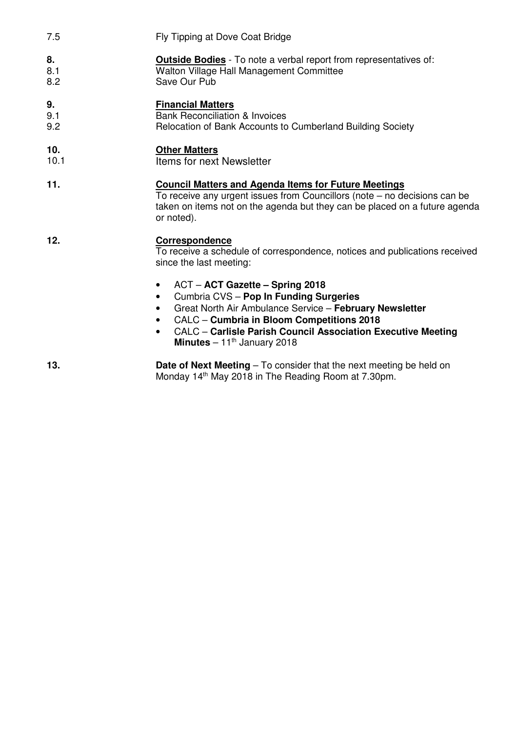7.5 Fly Tipping at Dove Coat Bridge

**8.** **Outside Bodies** - To note a verbal report from representatives of:
8.1 Walton Village Hall Management Committee
8.2 Save Our Pub

**9.** **Financial Matters**
9.1 Bank Reconciliation & Invoices
9.2 Relocation of Bank Accounts to Cumberland Building Society

**10.** **Other Matters**
10.1 Items for next Newsletter

**11.** **Council Matters and Agenda Items for Future Meetings**
To receive any urgent issues from Councillors (note – no decisions can be taken on items not on the agenda but they can be placed on a future agenda or noted).

**12.** **Correspondence**
To receive a schedule of correspondence, notices and publications received since the last meeting:

- ACT – **ACT Gazette – Spring 2018**
- Cumbria CVS – **Pop In Funding Surgeries**
- Great North Air Ambulance Service – **February Newsletter**
- CALC – **Cumbria in Bloom Competitions 2018**
- CALC – **Carlisle Parish Council Association Executive Meeting Minutes** – 11th January 2018

**13.** **Date of Next Meeting** – To consider that the next meeting be held on Monday 14th May 2018 in The Reading Room at 7.30pm.